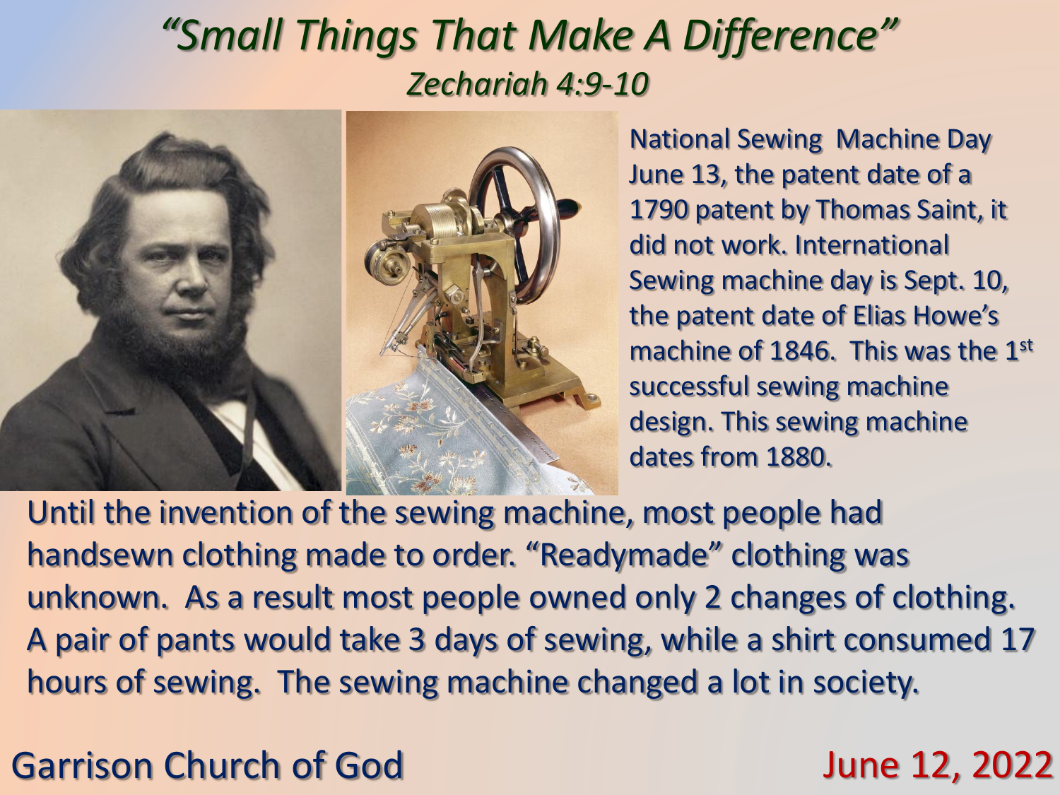# *"Small Things That Make A Difference"*

## *Zechariah 4:9-10*

National Sewing Machine Day June 13, the patent date of a 1790 patent by Thomas Saint, it did not work. International Sewing machine day is Sept. 10, the patent date of Elias Howe's machine of 1846. This was the 1st successful sewing machine design. This sewing machine dates from 1880.

Until the invention of the sewing machine, most people had handsewn clothing made to order. "Readymade" clothing was unknown. As a result most people owned only 2 changes of clothing. A pair of pants would take 3 days of sewing, while a shirt consumed 17 hours of sewing. The sewing machine changed a lot in society.

Garrison Church of God

June 12, 2022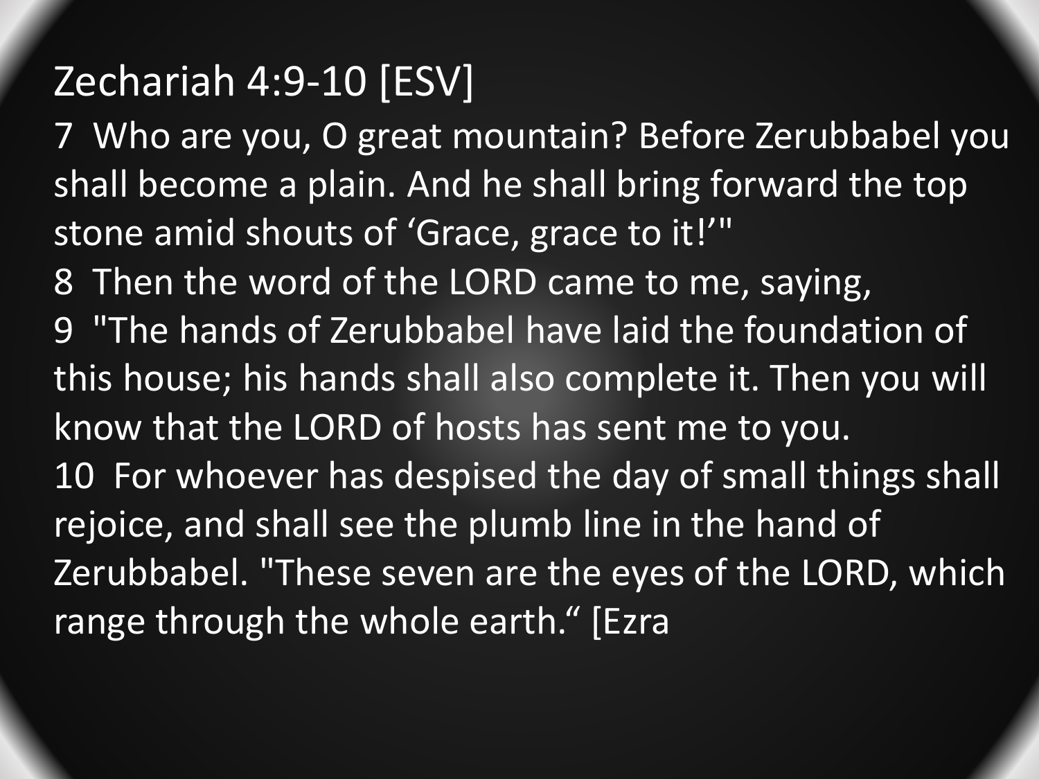# Zechariah 4:9-10 [ESV]

7 Who are you, O great mountain? Before Zerubbabel you shall become a plain. And he shall bring forward the top stone amid shouts of 'Grace, grace to it!'"

8 Then the word of the LORD came to me, saying,

9 "The hands of Zerubbabel have laid the foundation of this house; his hands shall also complete it. Then you will know that the LORD of hosts has sent me to you.

10 For whoever has despised the day of small things shall rejoice, and shall see the plumb line in the hand of Zerubbabel. "These seven are the eyes of the LORD, which range through the whole earth." [Ezra